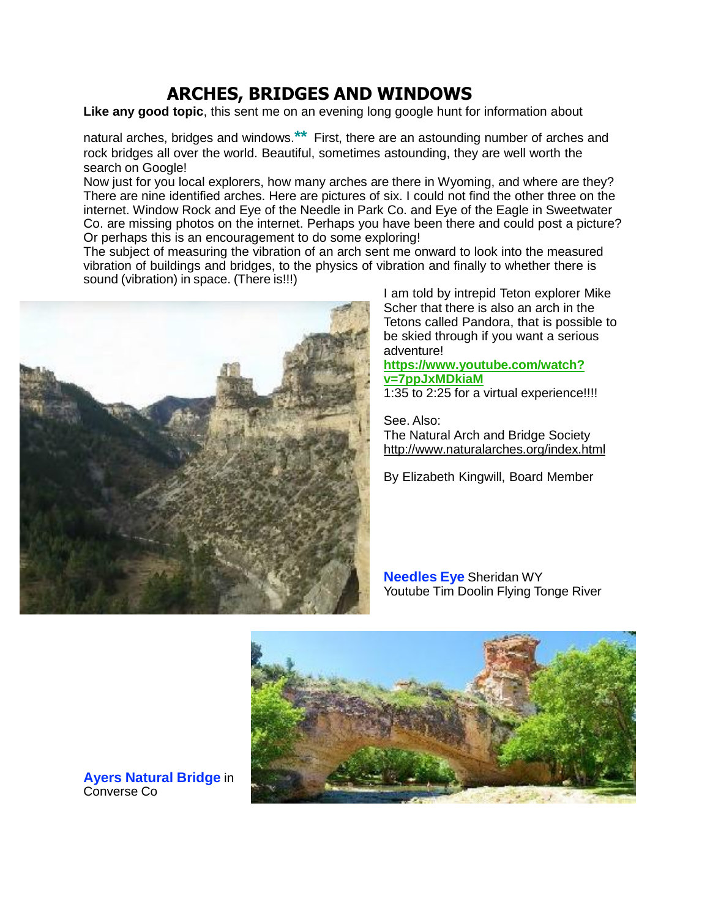# ARCHES, BRIDGES AND WINDOWS

**Like any good topic**, this sent me on an evening long google hunt for information about natural arches, bridges and windows.** First, there are an astounding number of arches and rock bridges all over the world. Beautiful, sometimes astounding, they are well worth the search on Google!

Now just for you local explorers, how many arches are there in Wyoming, and where are they? There are nine identified arches. Here are pictures of six. I could not find the other three on the internet. Window Rock and Eye of the Needle in Park Co. and Eye of the Eagle in Sweetwater Co. are missing photos on the internet. Perhaps you have been there and could post a picture? Or perhaps this is an encouragement to do some exploring!

The subject of measuring the vibration of an arch sent me onward to look into the measured vibration of buildings and bridges, to the physics of vibration and finally to whether there is sound (vibration) in space. (There is!!!)

I am told by intrepid Teton explorer Mike Scher that there is also an arch in the Tetons called Pandora, that is possible to be skied through if you want a serious adventure!

**https://www.youtube.com/watch?v=7ppJxMDkiaM**

1:35 to 2:25 for a virtual experience!!!!

See. Also:

The Natural Arch and Bridge Society

http://www.naturalarches.org/index.html

By Elizabeth Kingwill, Board Member

**Needles Eye** Sheridan WY

Youtube Tim Doolin Flying Tonge River

**Ayers Natural Bridge** in Converse Co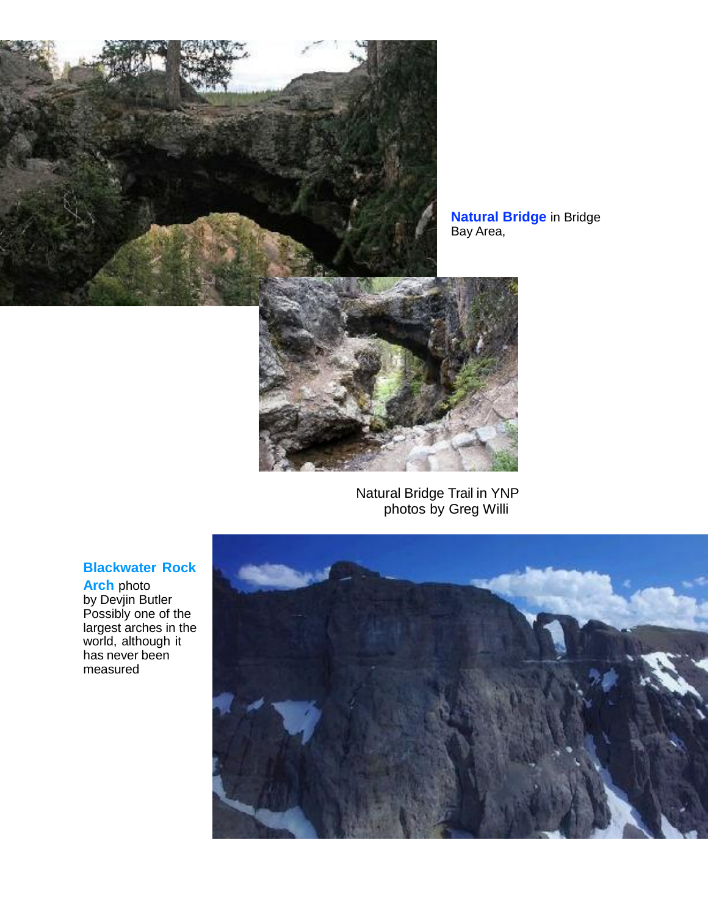**Natural Bridge** in Bridge Bay Area,

Natural Bridge Trail in YNP
photos by Greg Willi

**Blackwater Rock Arch** photo by Devjin Butler
Possibly one of the largest arches in the world, although it has never been measured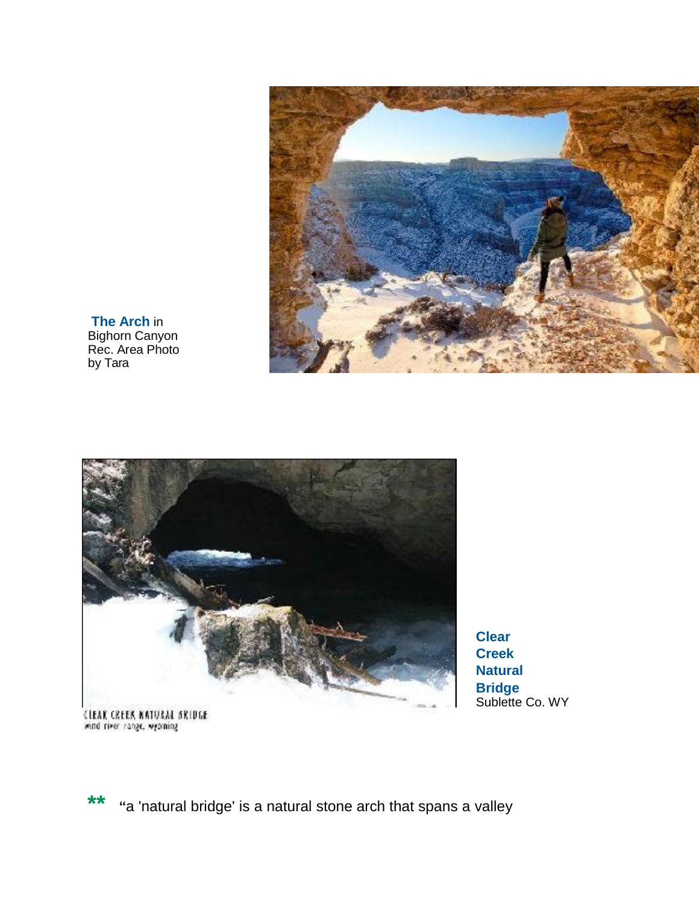**The Arch** in Bighorn Canyon Rec. Area Photo by Tara

**Clear Creek Natural Bridge** Sublette Co. WY

** "a 'natural bridge' is a natural stone arch that spans a valley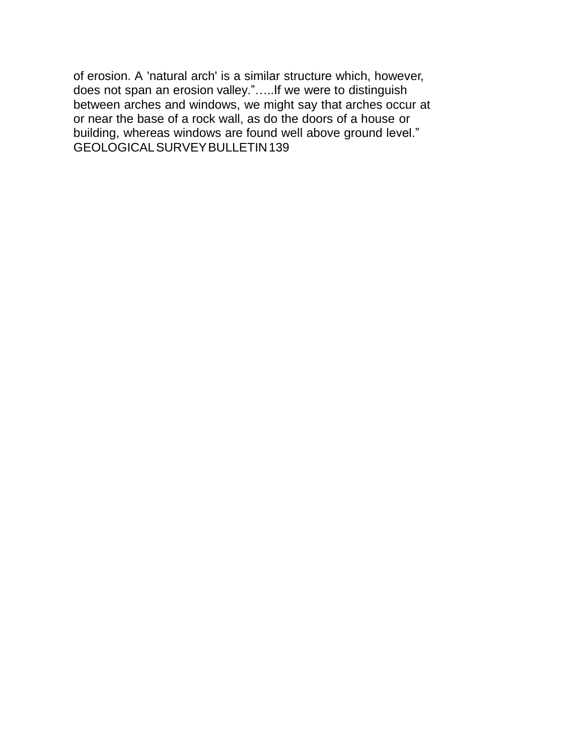of erosion. A 'natural arch' is a similar structure which, however, does not span an erosion valley.”…..If we were to distinguish between arches and windows, we might say that arches occur at or near the base of a rock wall, as do the doors of a house or building, whereas windows are found well above ground level.” GEOLOGICAL SURVEY BULLETIN 139